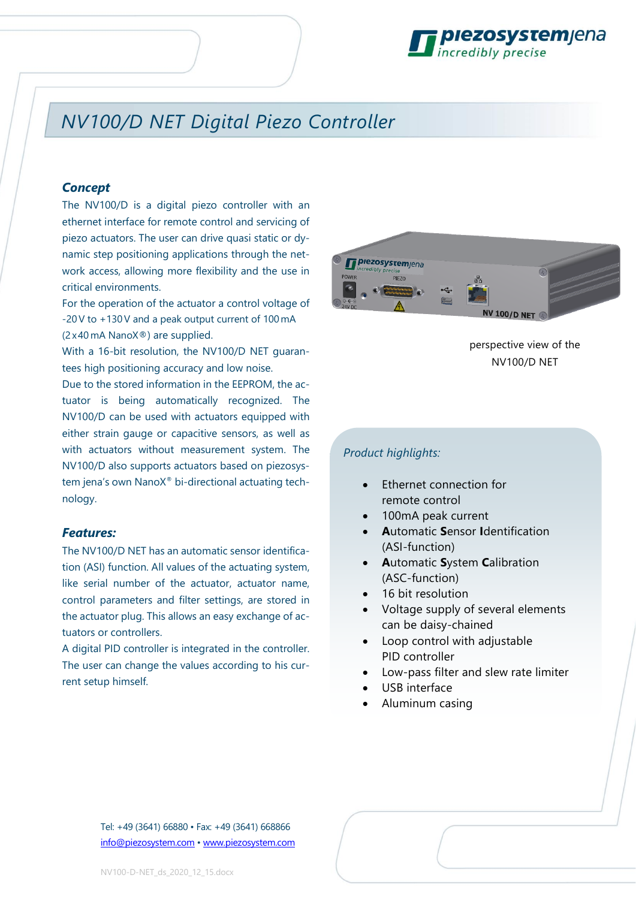# NV100/D NET Digital Piezo Controller

### Concept

The NV100/D is a digital piezo controller with an ethernet interface for remote control and servicing of piezo actuators. The user can drive quasi static or dynamic step positioning applications through the network access, allowing more flexibility and the use in critical environments.

For the operation of the actuator a control voltage of -20 V to +130 V and a peak output current of 100 mA (2 x 40 mA NanoX®) are supplied.

With a 16-bit resolution, the NV100/D NET guarantees high positioning accuracy and low noise.

Due to the stored information in the EEPROM, the actuator is being automatically recognized. The NV100/D can be used with actuators equipped with either strain gauge or capacitive sensors, as well as with actuators without measurement system. The NV100/D also supports actuators based on piezosystem jena's own NanoX® bi-directional actuating technology.

perspective view of the NV100/D NET

### Features:

The NV100/D NET has an automatic sensor identification (ASI) function. All values of the actuating system, like serial number of the actuator, actuator name, control parameters and filter settings, are stored in the actuator plug. This allows an easy exchange of actuators or controllers.

A digital PID controller is integrated in the controller. The user can change the values according to his current setup himself.

*Product highlights:*

- Ethernet connection for remote control
- 100mA peak current
- **A**utomatic **S**ensor **I**dentification (ASI-function)
- **A**utomatic **S**ystem **C**alibration (ASC-function)
- 16 bit resolution
- Voltage supply of several elements can be daisy-chained
- Loop control with adjustable PID controller
- Low-pass filter and slew rate limiter
- USB interface
- Aluminum casing

Tel: +49 (3641) 66880 • Fax: +49 (3641) 668866
info@piezosystem.com • www.piezosystem.com

NV100-D-NET_ds_2020_12_15.docx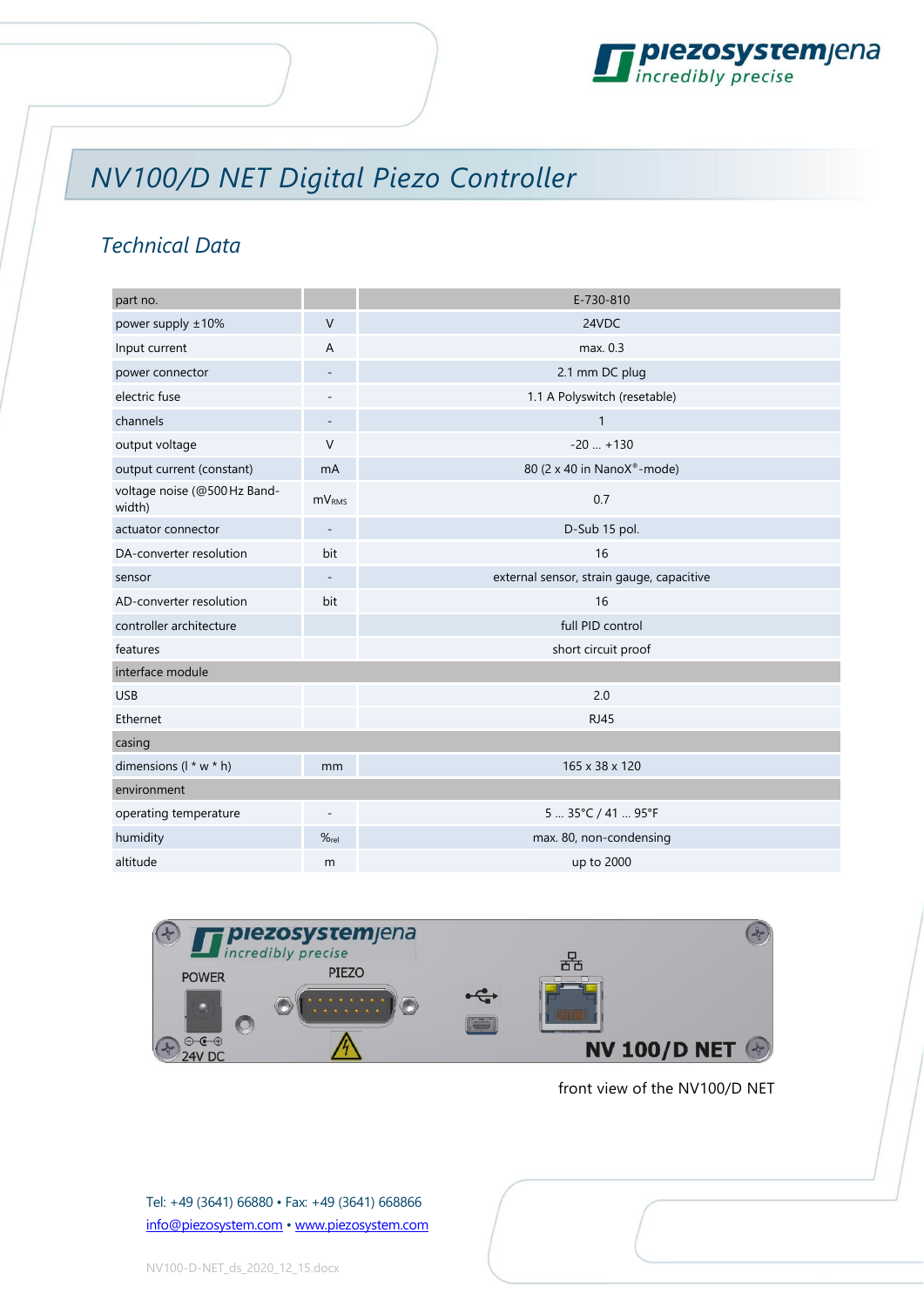# NV100/D NET Digital Piezo Controller

## Technical Data

| part no. | | E-730-810 |
|---|---|---|
| power supply ±10% | V | 24VDC |
| Input current | A | max. 0.3 |
| power connector | - | 2.1 mm DC plug |
| electric fuse | - | 1.1 A Polyswitch (resetable) |
| channels | - | 1 |
| output voltage | V | -20 ... +130 |
| output current (constant) | mA | 80 (2 x 40 in NanoX®-mode) |
| voltage noise (@500 Hz Band-width) | $mV_{RMS}$ | 0.7 |
| actuator connector | - | D-Sub 15 pol. |
| DA-converter resolution | bit | 16 |
| sensor | - | external sensor, strain gauge, capacitive |
| AD-converter resolution | bit | 16 |
| controller architecture | | full PID control |
| features | | short circuit proof |
| interface module | | |
| USB | | 2.0 |
| Ethernet | | RJ45 |
| casing | | |
| dimensions (l * w * h) | mm | 165 x 38 x 120 |
| environment | | |
| operating temperature | - | 5 ... 35°C / 41 ... 95°F |
| humidity | $\%_{rel}$ | max. 80, non-condensing |
| altitude | m | up to 2000 |

front view of the NV100/D NET

Tel: +49 (3641) 66880 • Fax: +49 (3641) 668866
info@piezosystem.com • www.piezosystem.com